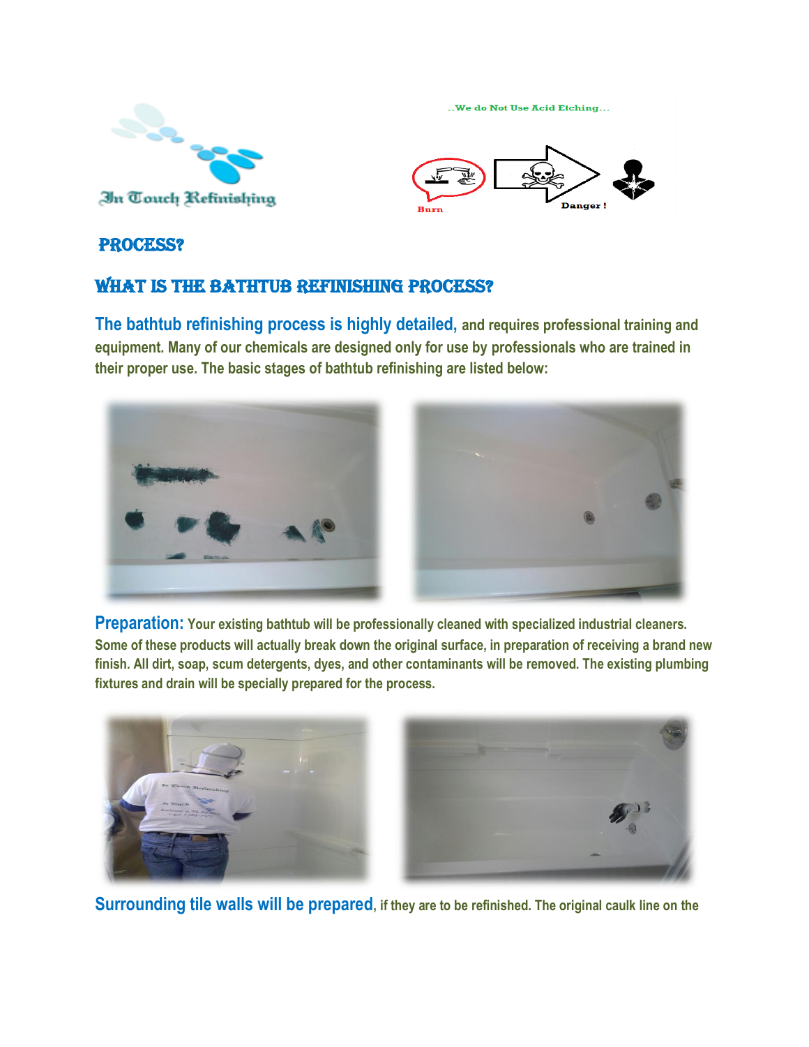In Touch Refinishing

..We do Not Use Acid Etching...

Burn

Danger !

## PROCESS?

## WHAT IS THE BATHTUB REFINISHING PROCESS?

**The bathtub refinishing process is highly detailed,** and requires professional training and equipment. Many of our chemicals are designed only for use by professionals who are trained in their proper use. The basic stages of bathtub refinishing are listed below:

**Preparation:** Your existing bathtub will be professionally cleaned with specialized industrial cleaners. Some of these products will actually break down the original surface, in preparation of receiving a brand new finish. All dirt, soap, scum detergents, dyes, and other contaminants will be removed. The existing plumbing fixtures and drain will be specially prepared for the process.

**Surrounding tile walls will be prepared**, if they are to be refinished. The original caulk line on the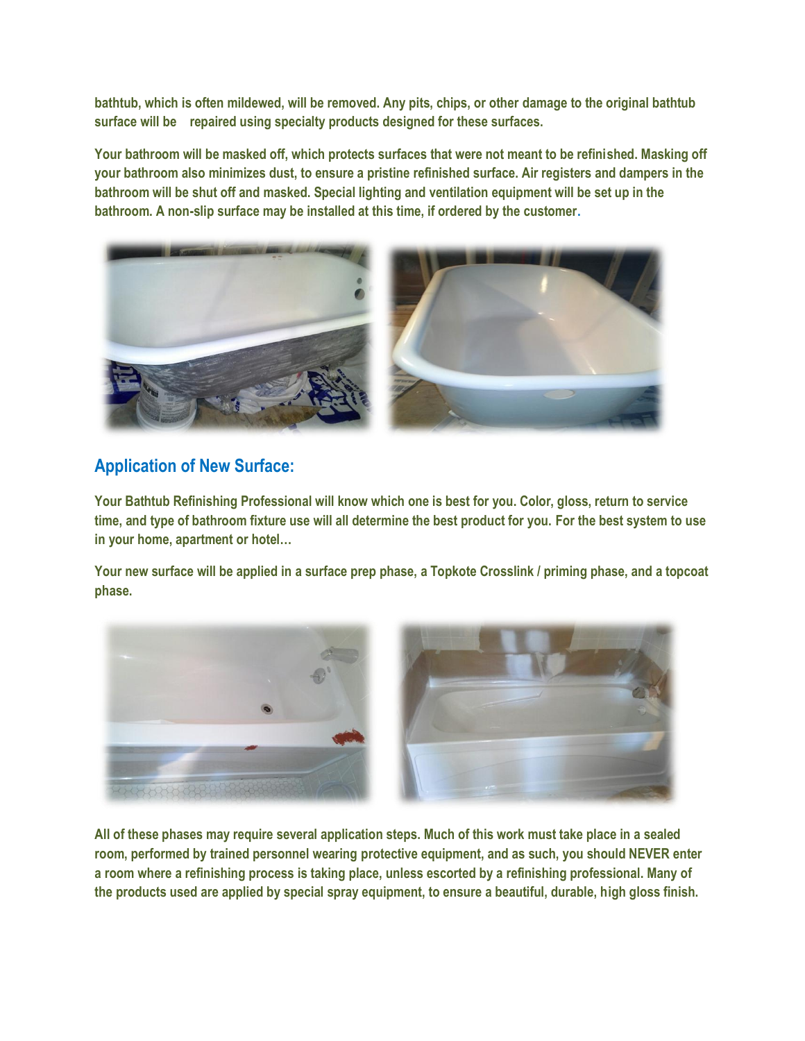bathtub, which is often mildewed, will be removed. Any pits, chips, or other damage to the original bathtub surface will be repaired using specialty products designed for these surfaces.

Your bathroom will be masked off, which protects surfaces that were not meant to be refinished. Masking off your bathroom also minimizes dust, to ensure a pristine refinished surface. Air registers and dampers in the bathroom will be shut off and masked. Special lighting and ventilation equipment will be set up in the bathroom. A non-slip surface may be installed at this time, if ordered by the customer.

## Application of New Surface:

Your Bathtub Refinishing Professional will know which one is best for you. Color, gloss, return to service time, and type of bathroom fixture use will all determine the best product for you. For the best system to use in your home, apartment or hotel…

Your new surface will be applied in a surface prep phase, a Topkote Crosslink / priming phase, and a topcoat phase.

All of these phases may require several application steps. Much of this work must take place in a sealed room, performed by trained personnel wearing protective equipment, and as such, you should NEVER enter a room where a refinishing process is taking place, unless escorted by a refinishing professional. Many of the products used are applied by special spray equipment, to ensure a beautiful, durable, high gloss finish.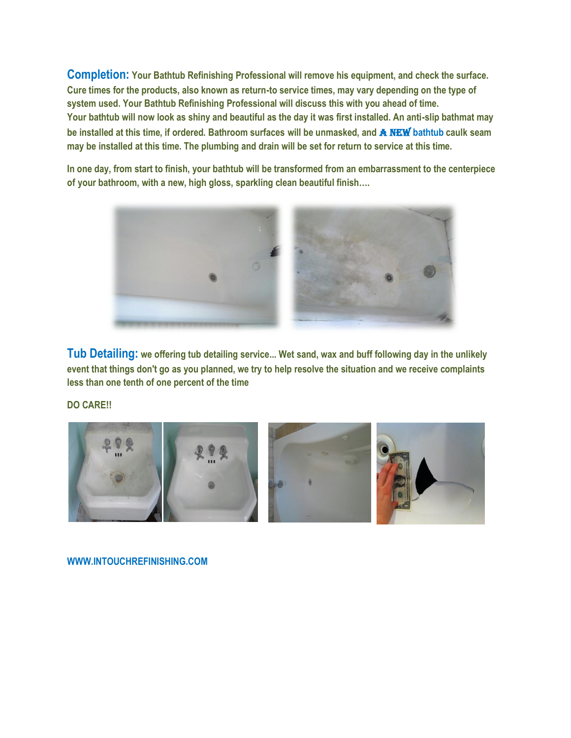**Completion:** Your Bathtub Refinishing Professional will remove his equipment, and check the surface. Cure times for the products, also known as return-to service times, may vary depending on the type of system used. Your Bathtub Refinishing Professional will discuss this with you ahead of time.
Your bathtub will now look as shiny and beautiful as the day it was first installed. An anti-slip bathmat may be installed at this time, if ordered. Bathroom surfaces will be unmasked, and A NEW bathtub caulk seam may be installed at this time. The plumbing and drain will be set for return to service at this time.

In one day, from start to finish, your bathtub will be transformed from an embarrassment to the centerpiece of your bathroom, with a new, high gloss, sparkling clean beautiful finish….

**Tub Detailing:** we offering tub detailing service... Wet sand, wax and buff following day in the unlikely event that things don't go as you planned, we try to help resolve the situation and we receive complaints less than one tenth of one percent of the time

DO CARE!!

WWW.INTOUCHREFINISHING.COM